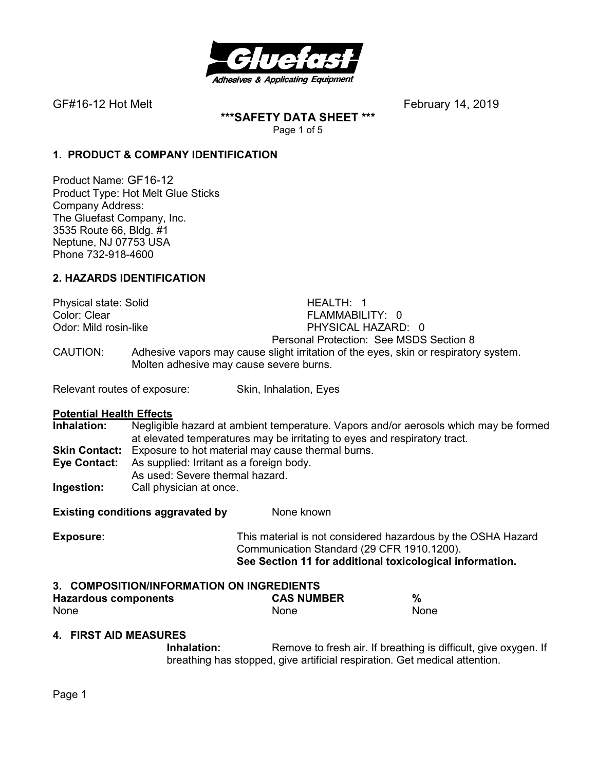GF#16-12 Hot Melt February 14, 2019

**\*\*\*SAFETY DATA SHEET \*\*\***

## 1. PRODUCT & COMPANY IDENTIFICATION

Product Name: GF16-12
Product Type: Hot Melt Glue Sticks
Company Address:
The Gluefast Company, Inc.
3535 Route 66, Bldg. #1
Neptune, NJ 07753 USA
Phone 732-918-4600

## 2. HAZARDS IDENTIFICATION

Physical state: Solid
Color: Clear
Odor: Mild rosin-like

HEALTH: 1
FLAMMABILITY: 0
PHYSICAL HAZARD: 0
Personal Protection: See MSDS Section 8

CAUTION: Adhesive vapors may cause slight irritation of the eyes, skin or respiratory system. Molten adhesive may cause severe burns.

Relevant routes of exposure: Skin, Inhalation, Eyes

**Potential Health Effects**

**Inhalation:** Negligible hazard at ambient temperature. Vapors and/or aerosols which may be formed at elevated temperatures may be irritating to eyes and respiratory tract.
**Skin Contact:** Exposure to hot material may cause thermal burns.
**Eye Contact:** As supplied: Irritant as a foreign body.
As used: Severe thermal hazard.
**Ingestion:** Call physician at once.

**Existing conditions aggravated by** None known

**Exposure:** This material is not considered hazardous by the OSHA Hazard Communication Standard (29 CFR 1910.1200).
**See Section 11 for additional toxicological information.**

## 3. COMPOSITION/INFORMATION ON INGREDIENTS

| Hazardous components | CAS NUMBER | % |
| --- | --- | --- |
| None | None | None |

## 4. FIRST AID MEASURES

**Inhalation:** Remove to fresh air. If breathing is difficult, give oxygen. If breathing has stopped, give artificial respiration. Get medical attention.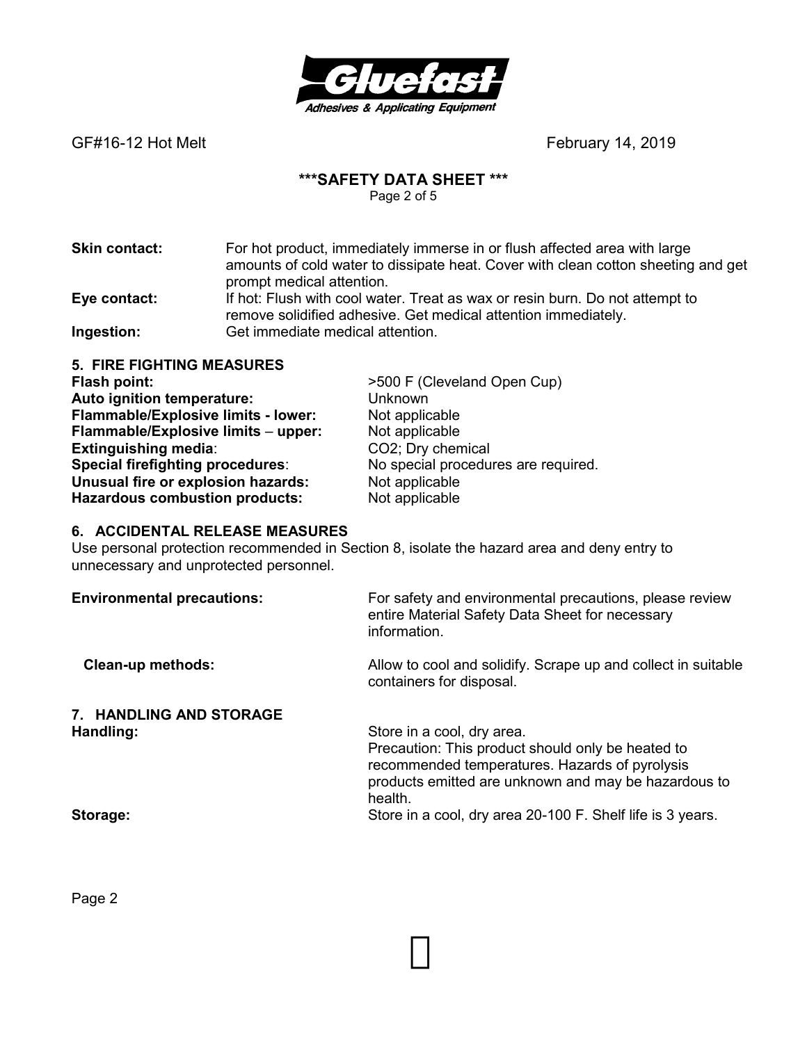**Skin contact:** For hot product, immediately immerse in or flush affected area with large amounts of cold water to dissipate heat. Cover with clean cotton sheeting and get prompt medical attention.

**Eye contact:** If hot: Flush with cool water. Treat as wax or resin burn. Do not attempt to remove solidified adhesive. Get medical attention immediately.

**Ingestion:** Get immediate medical attention.

## 5. FIRE FIGHTING MEASURES

| | |
|---|---|
| **Flash point:** | >500 F (Cleveland Open Cup) |
| **Auto ignition temperature:** | Unknown |
| **Flammable/Explosive limits - lower:** | Not applicable |
| **Flammable/Explosive limits – upper:** | Not applicable |
| **Extinguishing media**: | $CO_2$; Dry chemical |
| **Special firefighting procedures**: | No special procedures are required. |
| **Unusual fire or explosion hazards:** | Not applicable |
| **Hazardous combustion products:** | Not applicable |

## 6. ACCIDENTAL RELEASE MEASURES

Use personal protection recommended in Section 8, isolate the hazard area and deny entry to unnecessary and unprotected personnel.

**Environmental precautions:** For safety and environmental precautions, please review entire Material Safety Data Sheet for necessary information.

**Clean-up methods:** Allow to cool and solidify. Scrape up and collect in suitable containers for disposal.

## 7. HANDLING AND STORAGE

**Handling:** Store in a cool, dry area.
Precaution: This product should only be heated to recommended temperatures. Hazards of pyrolysis products emitted are unknown and may be hazardous to health.

**Storage:** Store in a cool, dry area 20-100 F. Shelf life is 3 years.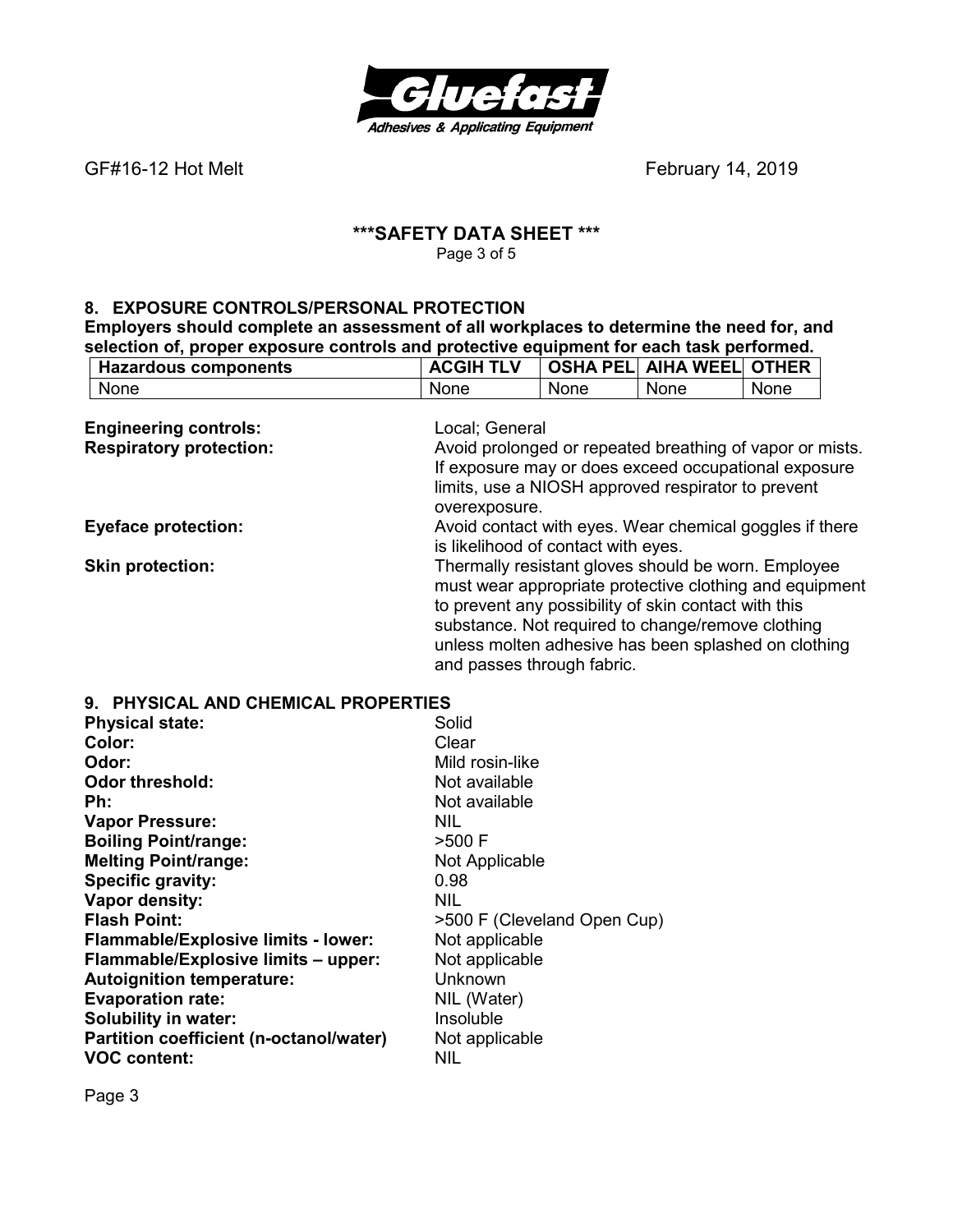## 8. EXPOSURE CONTROLS/PERSONAL PROTECTION

**Employers should complete an assessment of all workplaces to determine the need for, and selection of, proper exposure controls and protective equipment for each task performed.**

| Hazardous components | ACGIH TLV | OSHA PEL | AIHA WEEL | OTHER |
|---|---|---|---|---|
| None | None | None | None | None |

**Engineering controls:** Local; General

**Respiratory protection:** Avoid prolonged or repeated breathing of vapor or mists. If exposure may or does exceed occupational exposure limits, use a NIOSH approved respirator to prevent overexposure.

**Eyeface protection:** Avoid contact with eyes. Wear chemical goggles if there is likelihood of contact with eyes.

**Skin protection:** Thermally resistant gloves should be worn. Employee must wear appropriate protective clothing and equipment to prevent any possibility of skin contact with this substance. Not required to change/remove clothing unless molten adhesive has been splashed on clothing and passes through fabric.

## 9. PHYSICAL AND CHEMICAL PROPERTIES

**Physical state:** Solid
**Color:** Clear
**Odor:** Mild rosin-like
**Odor threshold:** Not available
**Ph:** Not available
**Vapor Pressure:** NIL
**Boiling Point/range:** >500 F
**Melting Point/range:** Not Applicable
**Specific gravity:** 0.98
**Vapor density:** NIL
**Flash Point:** >500 F (Cleveland Open Cup)
**Flammable/Explosive limits - lower:** Not applicable
**Flammable/Explosive limits – upper:** Not applicable
**Autoignition temperature:** Unknown
**Evaporation rate:** NIL (Water)
**Solubility in water:** Insoluble
**Partition coefficient (n-octanol/water)** Not applicable
**VOC content:** NIL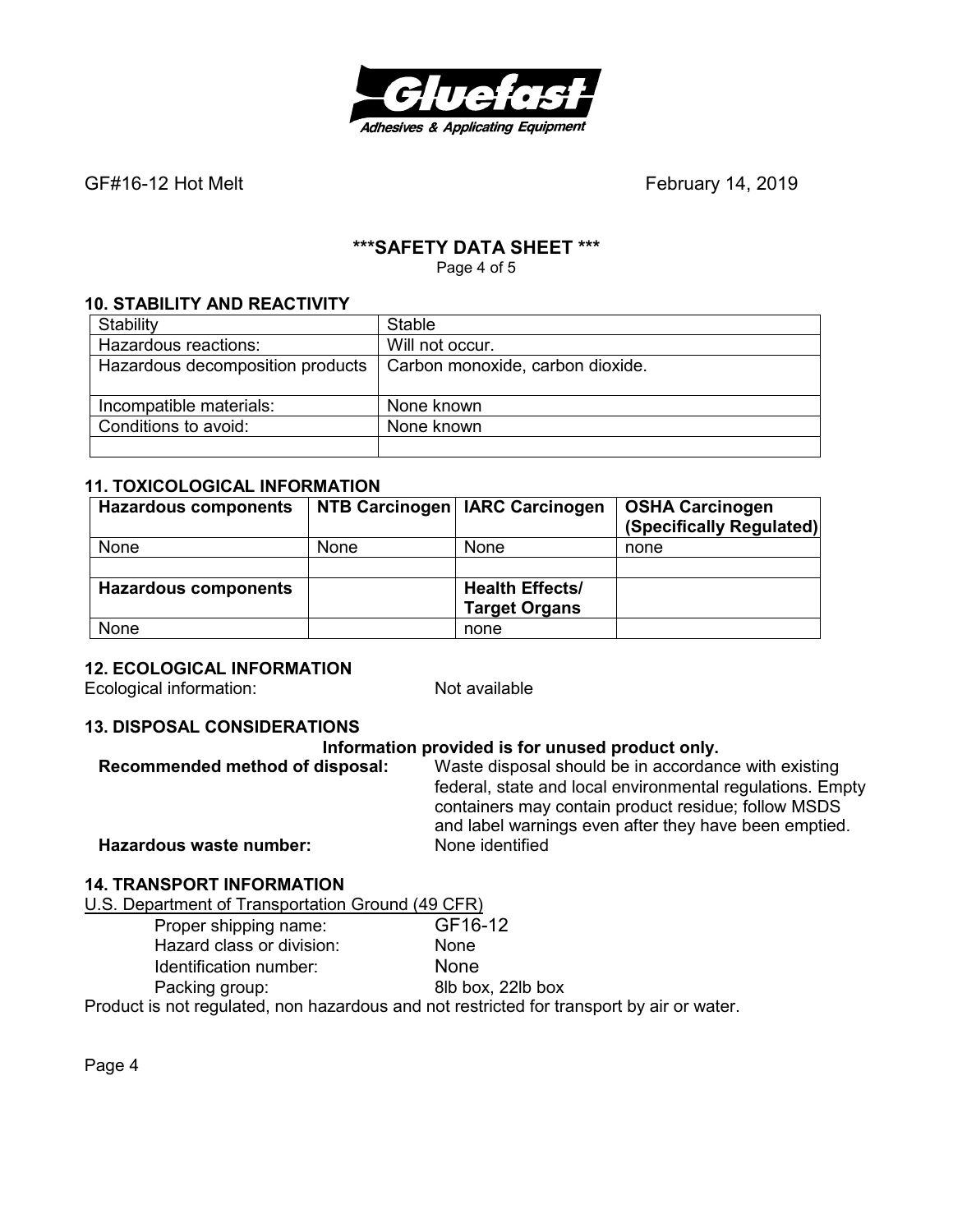GF#16-12 Hot Melt February 14, 2019

## \*\*\*SAFETY DATA SHEET \*\*\*

### 10. STABILITY AND REACTIVITY

| Stability | Stable |
|---|---|
| Hazardous reactions: | Will not occur. |
| Hazardous decomposition products | Carbon monoxide, carbon dioxide. |
| Incompatible materials: | None known |
| Conditions to avoid: | None known |
| | |

### 11. TOXICOLOGICAL INFORMATION

| **Hazardous components** | **NTB Carcinogen** | **IARC Carcinogen** | **OSHA Carcinogen (Specifically Regulated)** |
|---|---|---|---|
| None | None | None | none |
| | | | |
| **Hazardous components** | | **Health Effects/ Target Organs** | |
| None | | none | |

### 12. ECOLOGICAL INFORMATION

Ecological information: Not available

### 13. DISPOSAL CONSIDERATIONS

**Information provided is for unused product only.**

**Recommended method of disposal:** Waste disposal should be in accordance with existing federal, state and local environmental regulations. Empty containers may contain product residue; follow MSDS and label warnings even after they have been emptied.

**Hazardous waste number:** None identified

### 14. TRANSPORT INFORMATION

U.S. Department of Transportation Ground (49 CFR)

- Proper shipping name: GF16-12
- Hazard class or division: None
- Identification number: None
- Packing group: 8lb box, 22lb box

Product is not regulated, non hazardous and not restricted for transport by air or water.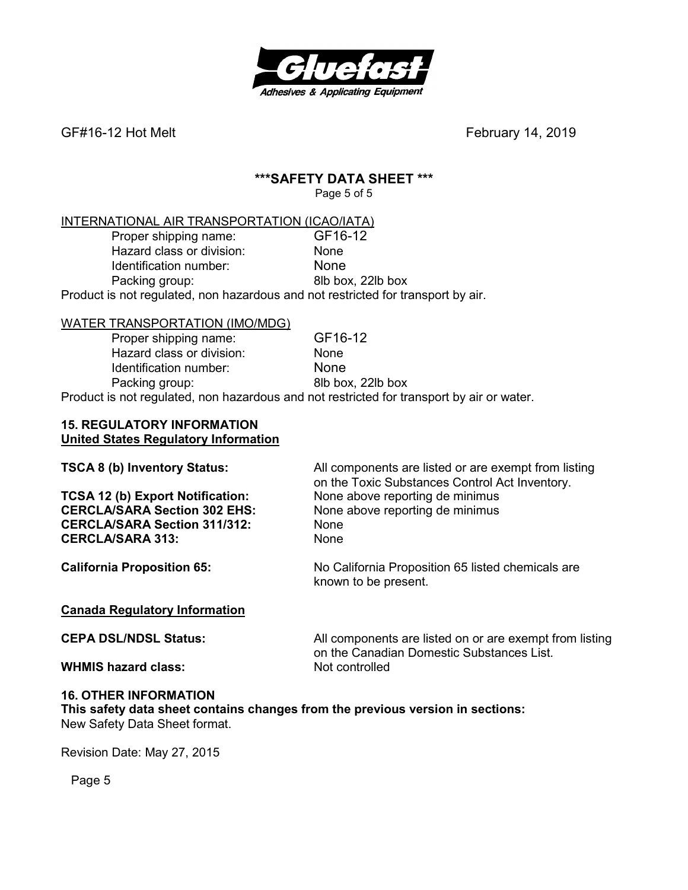INTERNATIONAL AIR TRANSPORTATION (ICAO/IATA)

| | |
|---|---|
| Proper shipping name: | GF16-12 |
| Hazard class or division: | None |
| Identification number: | None |
| Packing group: | 8lb box, 22lb box |

Product is not regulated, non hazardous and not restricted for transport by air.

WATER TRANSPORTATION (IMO/MDG)

| | |
|---|---|
| Proper shipping name: | GF16-12 |
| Hazard class or division: | None |
| Identification number: | None |
| Packing group: | 8lb box, 22lb box |

Product is not regulated, non hazardous and not restricted for transport by air or water.

## 15. REGULATORY INFORMATION

### United States Regulatory Information

| | |
|---|---|
| **TSCA 8 (b) Inventory Status:** | All components are listed or are exempt from listing on the Toxic Substances Control Act Inventory. |
| **TCSA 12 (b) Export Notification:** | None above reporting de minimus |
| **CERCLA/SARA Section 302 EHS:** | None above reporting de minimus |
| **CERCLA/SARA Section 311/312:** | None |
| **CERCLA/SARA 313:** | None |
| **California Proposition 65:** | No California Proposition 65 listed chemicals are known to be present. |

### Canada Regulatory Information

| | |
|---|---|
| **CEPA DSL/NDSL Status:** | All components are listed on or are exempt from listing on the Canadian Domestic Substances List. |
| **WHMIS hazard class:** | Not controlled |

## 16. OTHER INFORMATION

**This safety data sheet contains changes from the previous version in sections:**
New Safety Data Sheet format.

Revision Date: May 27, 2015